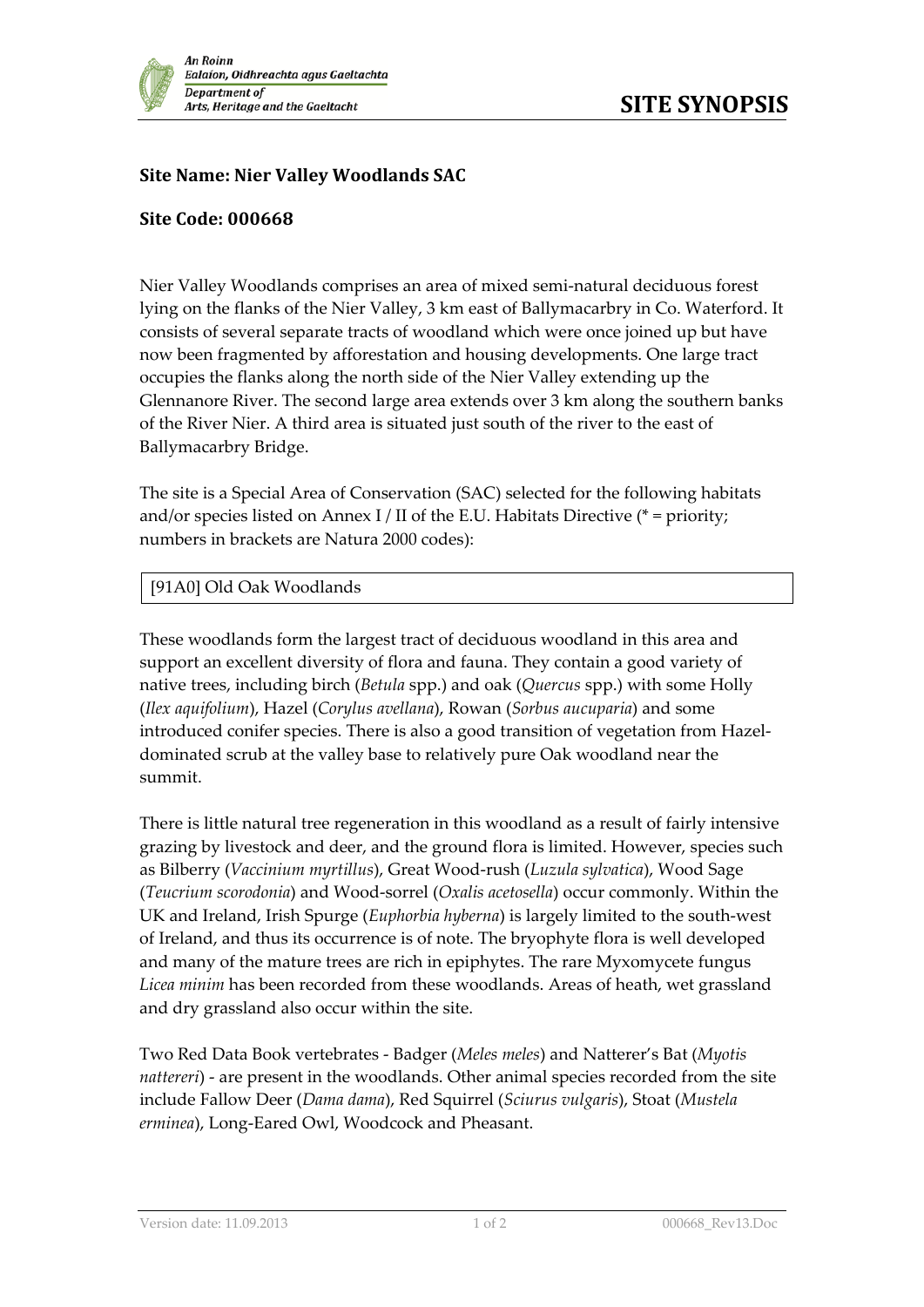# SITE SYNOPSIS

**Site Name: Nier Valley Woodlands SAC**

**Site Code: 000668**

Nier Valley Woodlands comprises an area of mixed semi-natural deciduous forest lying on the flanks of the Nier Valley, 3 km east of Ballymacarbry in Co. Waterford. It consists of several separate tracts of woodland which were once joined up but have now been fragmented by afforestation and housing developments. One large tract occupies the flanks along the north side of the Nier Valley extending up the Glennanore River. The second large area extends over 3 km along the southern banks of the River Nier. A third area is situated just south of the river to the east of Ballymacarbry Bridge.

The site is a Special Area of Conservation (SAC) selected for the following habitats and/or species listed on Annex I / II of the E.U. Habitats Directive (* = priority; numbers in brackets are Natura 2000 codes):

| [91A0] Old Oak Woodlands |
|---|

These woodlands form the largest tract of deciduous woodland in this area and support an excellent diversity of flora and fauna. They contain a good variety of native trees, including birch (*Betula* spp.) and oak (*Quercus* spp.) with some Holly (*Ilex aquifolium*), Hazel (*Corylus avellana*), Rowan (*Sorbus aucuparia*) and some introduced conifer species. There is also a good transition of vegetation from Hazel-dominated scrub at the valley base to relatively pure Oak woodland near the summit.

There is little natural tree regeneration in this woodland as a result of fairly intensive grazing by livestock and deer, and the ground flora is limited. However, species such as Bilberry (*Vaccinium myrtillus*), Great Wood-rush (*Luzula sylvatica*), Wood Sage (*Teucrium scorodonia*) and Wood-sorrel (*Oxalis acetosella*) occur commonly. Within the UK and Ireland, Irish Spurge (*Euphorbia hyberna*) is largely limited to the south-west of Ireland, and thus its occurrence is of note. The bryophyte flora is well developed and many of the mature trees are rich in epiphytes. The rare Myxomycete fungus *Licea minim* has been recorded from these woodlands. Areas of heath, wet grassland and dry grassland also occur within the site.

Two Red Data Book vertebrates - Badger (*Meles meles*) and Natterer's Bat (*Myotis nattereri*) - are present in the woodlands. Other animal species recorded from the site include Fallow Deer (*Dama dama*), Red Squirrel (*Sciurus vulgaris*), Stoat (*Mustela erminea*), Long-Eared Owl, Woodcock and Pheasant.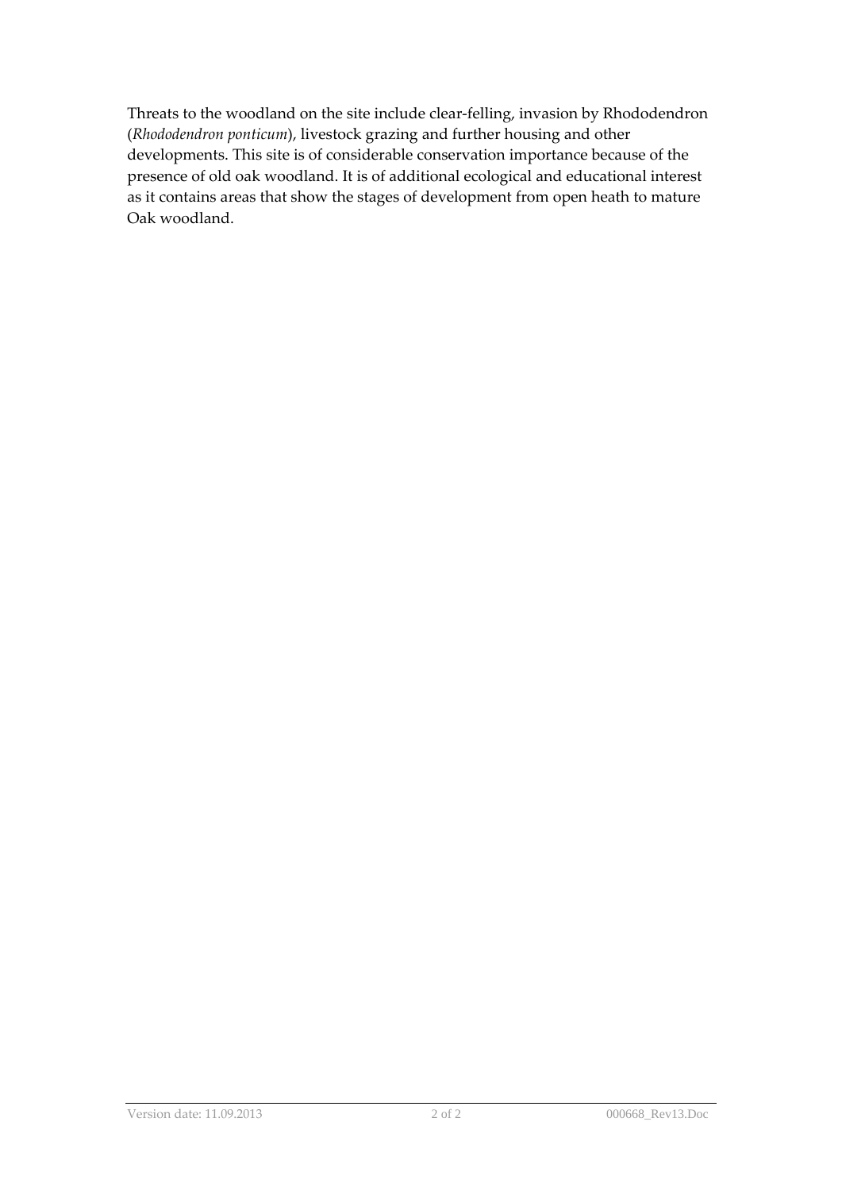Threats to the woodland on the site include clear-felling, invasion by Rhododendron (*Rhododendron ponticum*), livestock grazing and further housing and other developments. This site is of considerable conservation importance because of the presence of old oak woodland. It is of additional ecological and educational interest as it contains areas that show the stages of development from open heath to mature Oak woodland.